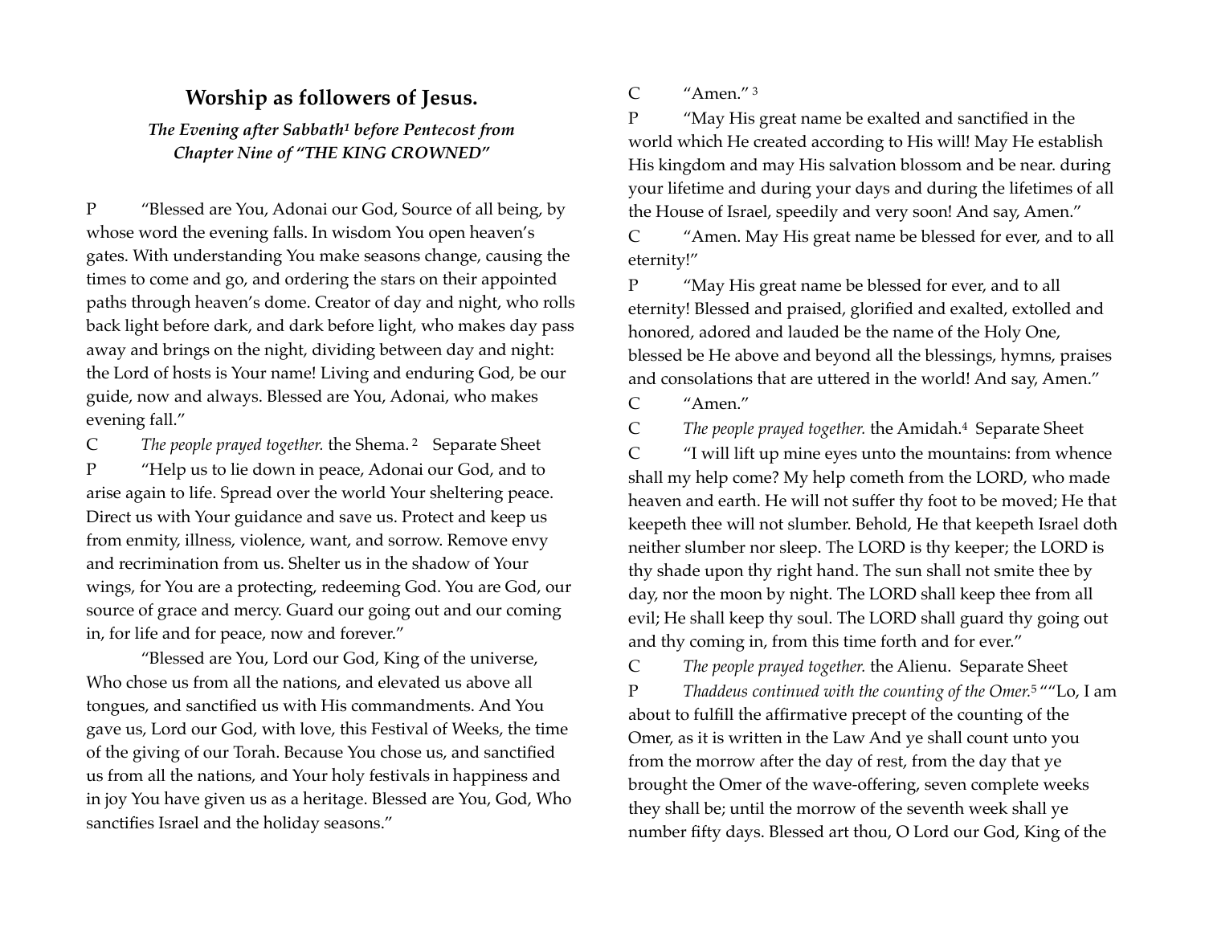## Worship as followers of Jesus.

### *The Evening after Sabbath[1] before Pentecost from Chapter Nine of "THE KING CROWNED"*

P "Blessed are You, Adonai our God, Source of all being, by whose word the evening falls. In wisdom You open heaven's gates. With understanding You make seasons change, causing the times to come and go, and ordering the stars on their appointed paths through heaven's dome. Creator of day and night, who rolls back light before dark, and dark before light, who makes day pass away and brings on the night, dividing between day and night: the Lord of hosts is Your name! Living and enduring God, be our guide, now and always. Blessed are You, Adonai, who makes evening fall."

C *The people prayed together.* the Shema. [2] Separate Sheet

P "Help us to lie down in peace, Adonai our God, and to arise again to life. Spread over the world Your sheltering peace. Direct us with Your guidance and save us. Protect and keep us from enmity, illness, violence, want, and sorrow. Remove envy and recrimination from us. Shelter us in the shadow of Your wings, for You are a protecting, redeeming God. You are God, our source of grace and mercy. Guard our going out and our coming in, for life and for peace, now and forever."

"Blessed are You, Lord our God, King of the universe, Who chose us from all the nations, and elevated us above all tongues, and sanctified us with His commandments. And You gave us, Lord our God, with love, this Festival of Weeks, the time of the giving of our Torah. Because You chose us, and sanctified us from all the nations, and Your holy festivals in happiness and in joy You have given us as a heritage. Blessed are You, God, Who sanctifies Israel and the holiday seasons."

C "Amen." [3]

P "May His great name be exalted and sanctified in the world which He created according to His will! May He establish His kingdom and may His salvation blossom and be near. during your lifetime and during your days and during the lifetimes of all the House of Israel, speedily and very soon! And say, Amen."

C "Amen. May His great name be blessed for ever, and to all eternity!"

P "May His great name be blessed for ever, and to all eternity! Blessed and praised, glorified and exalted, extolled and honored, adored and lauded be the name of the Holy One, blessed be He above and beyond all the blessings, hymns, praises and consolations that are uttered in the world! And say, Amen."

C "Amen."

C *The people prayed together.* the Amidah.[4] Separate Sheet

C "I will lift up mine eyes unto the mountains: from whence shall my help come? My help cometh from the LORD, who made heaven and earth. He will not suffer thy foot to be moved; He that keepeth thee will not slumber. Behold, He that keepeth Israel doth neither slumber nor sleep. The LORD is thy keeper; the LORD is thy shade upon thy right hand. The sun shall not smite thee by day, nor the moon by night. The LORD shall keep thee from all evil; He shall keep thy soul. The LORD shall guard thy going out and thy coming in, from this time forth and for ever."

C *The people prayed together.* the Alienu. Separate Sheet

P *Thaddeus continued with the counting of the Omer.*[5] ""Lo, I am about to fulfill the affirmative precept of the counting of the Omer, as it is written in the Law And ye shall count unto you from the morrow after the day of rest, from the day that ye brought the Omer of the wave-offering, seven complete weeks they shall be; until the morrow of the seventh week shall ye number fifty days. Blessed art thou, O Lord our God, King of the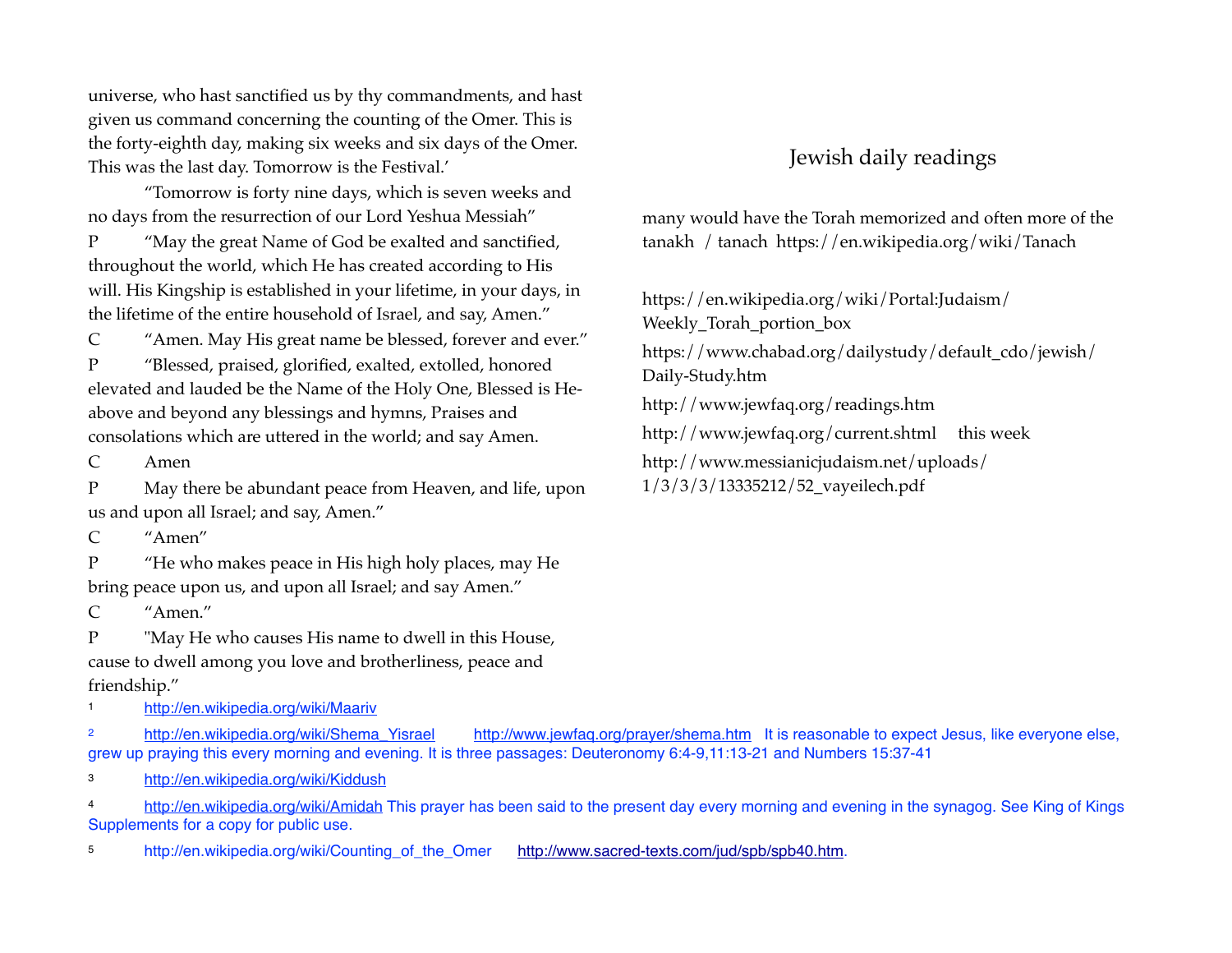universe, who hast sanctified us by thy commandments, and hast given us command concerning the counting of the Omer. This is the forty-eighth day, making six weeks and six days of the Omer. This was the last day. Tomorrow is the Festival.'

"Tomorrow is forty nine days, which is seven weeks and no days from the resurrection of our Lord Yeshua Messiah"

P "May the great Name of God be exalted and sanctified, throughout the world, which He has created according to His will. His Kingship is established in your lifetime, in your days, in the lifetime of the entire household of Israel, and say, Amen."

C "Amen. May His great name be blessed, forever and ever."

P "Blessed, praised, glorified, exalted, extolled, honored elevated and lauded be the Name of the Holy One, Blessed is He- above and beyond any blessings and hymns, Praises and consolations which are uttered in the world; and say Amen.

C Amen

P May there be abundant peace from Heaven, and life, upon us and upon all Israel; and say, Amen."

C "Amen"

P "He who makes peace in His high holy places, may He bring peace upon us, and upon all Israel; and say Amen."

C "Amen."

P "May He who causes His name to dwell in this House, cause to dwell among you love and brotherliness, peace and friendship."

## Jewish daily readings

many would have the Torah memorized and often more of the tanakh / tanach https://en.wikipedia.org/wiki/Tanach

https://en.wikipedia.org/wiki/Portal:Judaism/Weekly_Torah_portion_box

https://www.chabad.org/dailystudy/default_cdo/jewish/Daily-Study.htm

http://www.jewfaq.org/readings.htm

http://www.jewfaq.org/current.shtml this week

http://www.messianicjudaism.net/uploads/1/3/3/3/13335212/52_vayeilech.pdf

---

[1] http://en.wikipedia.org/wiki/Maariv

[2] http://en.wikipedia.org/wiki/Shema_Yisrael http://www.jewfaq.org/prayer/shema.htm It is reasonable to expect Jesus, like everyone else, grew up praying this every morning and evening. It is three passages: Deuteronomy 6:4-9,11:13-21 and Numbers 15:37-41

[3] http://en.wikipedia.org/wiki/Kiddush

[4] http://en.wikipedia.org/wiki/Amidah This prayer has been said to the present day every morning and evening in the synagog. See King of Kings Supplements for a copy for public use.

[5] http://en.wikipedia.org/wiki/Counting_of_the_Omer http://www.sacred-texts.com/jud/spb/spb40.htm.